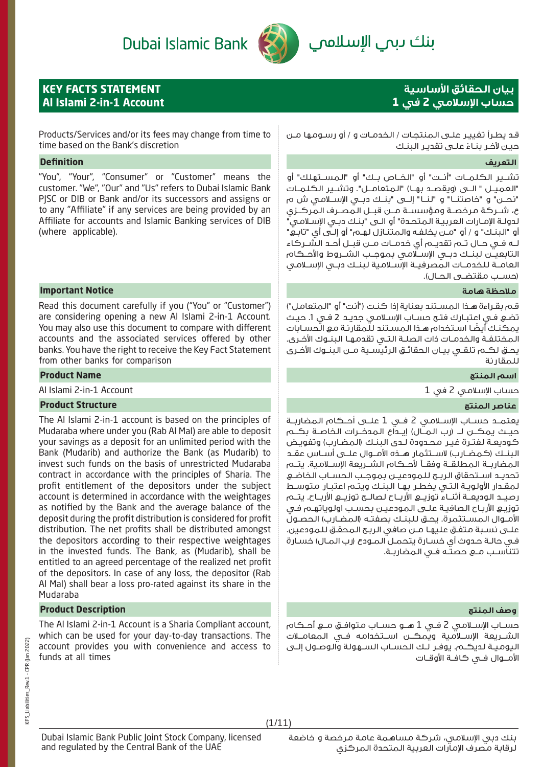Dubai Islamic Bank بنك دبي الإسلامي

# KEY FACTS STATEMENT
## Al Islami 2-in-1 Account

# بيان الحقائق الأساسية
## حساب الإسلامي 2 في 1

Products/Services and/or its fees may change from time to time based on the Bank's discretion

قد يطرأ تغيير على المنتجات / الخدمات و / أو رسومها من حين لآخر بناءً على تقدير البنك

### Definition

"You", "Your", "Consumer" or "Customer" means the customer. "We", "Our" and "Us" refers to Dubai Islamic Bank PJSC or DIB or Bank and/or its successors and assigns or to any "Affiliate" if any services are being provided by an Affiliate for accounts and Islamic Banking services of DIB (where applicable).

### التعريف

تشير الكلمات "أنت" أو "الخاص بك" أو "المستهلك" أو "العميل " الى (ويقصد بها) "المتعامل". وتشير الكلمات "نحن" و "خاصتنا" و "لنا" إلى "بنك دبي الإسلامي ش م ع، شركة مرخصة ومؤسسة من قبل المصرف المركزي لدولة الإمارات العربية المتحدة" أو الى "بنك دبي الإسلامي" أو "البنك" و / أو "من يخلفه والمتنازل لهم" أو إلى أي "تابع" له في حال تم تقديم أي خدمات من قبل أحد الشركاء التابعين لبنك دبي الإسلامي بموجب الشروط والأحكام العامة للخدمات المصرفية الإسلامية لبنك دبي الإسلامي (حسب مقتضى الحال).

### Important Notice

Read this document carefully if you ("You" or "Customer") are considering opening a new Al Islami 2-in-1 Account. You may also use this document to compare with different accounts and the associated services offered by other banks. You have the right to receive the Key Fact Statement from other banks for comparison

### ملاحظة هامة

قم بقراءة هذا المستند بعناية إذا كنت ("أنت" أو "المتعامل") تضع في اعتبارك فتح حساب الإسلامي جديد 2 في 1. حيث يمكنك أيضًا استخدام هذا المستند للمقارنة مع الحسابات المختلفة والخدمات ذات الصلة التي تقدمها البنوك الأخرى. يحق لكم تلقي بيان الحقائق الرئيسية من البنوك الأخرى للمقارنة

### Product Name

Al Islami 2-in-1 Account

### اسم المنتج

حساب الإسلامي 2 في 1

### Product Structure

The Al Islami 2-in-1 account is based on the principles of Mudaraba where under you (Rab Al Mal) are able to deposit your savings as a deposit for an unlimited period with the Bank (Mudarib) and authorize the Bank (as Mudarib) to invest such funds on the basis of unrestricted Mudaraba contract in accordance with the principles of Sharia. The profit entitlement of the depositors under the subject account is determined in accordance with the weightages as notified by the Bank and the average balance of the deposit during the profit distribution is considered for profit distribution. The net profits shall be distributed amongst the depositors according to their respective weightages in the invested funds. The Bank, as (Mudarib), shall be entitled to an agreed percentage of the realized net profit of the depositors. In case of any loss, the depositor (Rab Al Mal) shall bear a loss pro-rated against its share in the Mudaraba

### عناصر المنتج

يعتمد حساب الإسلامي 2 في 1 على أحكام المضاربة حيث يمكن لـ (رب المال) إيداع المدخرات الخاصة بكم كوديعة لفترة غير محدودة لدى البنك (المضارب) وتفويض البنك (كمضارب) لاستثمار هذه الأموال على أساس عقد المضاربة المطلقة وفقاً لأحكام الشريعة الإسلامية. يتم تحديد استحقاق الربح للمودعين بموجب الحساب الخاضع لمقدار الأولوية التي يخطر بها البنك ويتم اعتبار متوسط رصيد الوديعة أثناء توزيع الأرباح لصالح توزيع الأرباح. يتم توزيع الأرباح الصافية على المودعين بحسب اولوياتهم في الأموال المستثمرة. يحق للبنك بصفته (المضارب) الحصول على نسبة متفق عليها من صافي الربح المحقق للمودعين. في حالة حدوث أي خسارة يتحمل المودع (رب المال) خسارة تتناسب مع حصته في المضاربة.

### Product Description

The Al Islami 2-in-1 Account is a Sharia Compliant account, which can be used for your day-to-day transactions. The account provides you with convenience and access to funds at all times

### وصف المنتج

حساب الإسلامي 2 في 1 هو حساب متوافق مع أحكام الشريعة الإسلامية ويمكن استخدامه في المعاملات اليومية لديكم. يوفر لك الحساب السهولة والوصول إلى الأموال في كافة الأوقات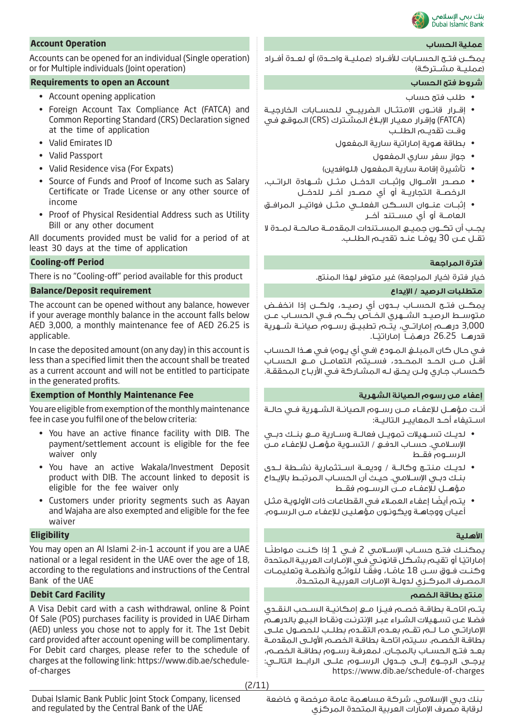## Account Operation

Accounts can be opened for an individual (Single operation) or for Multiple individuals (Joint operation)

## Requirements to open an Account

- Account opening application
- Foreign Account Tax Compliance Act (FATCA) and Common Reporting Standard (CRS) Declaration signed at the time of application
- Valid Emirates ID
- Valid Passport
- Valid Residence visa (For Expats)
- Source of Funds and Proof of Income such as Salary Certificate or Trade License or any other source of income
- Proof of Physical Residential Address such as Utility Bill or any other document

All documents provided must be valid for a period of at least 30 days at the time of application

## Cooling-off Period

There is no "Cooling-off" period available for this product

## Balance/Deposit requirement

The account can be opened without any balance, however if your average monthly balance in the account falls below AED 3,000, a monthly maintenance fee of AED 26.25 is applicable.

In case the deposited amount (on any day) in this account is less than a specified limit then the account shall be treated as a current account and will not be entitled to participate in the generated profits.

## Exemption of Monthly Maintenance Fee

You are eligible from exemption of the monthly maintenance fee in case you fulfil one of the below criteria:

- You have an active finance facility with DIB. The payment/settlement account is eligible for the fee waiver only
- You have an active Wakala/Investment Deposit product with DIB. The account linked to deposit is eligible for the fee waiver only
- Customers under priority segments such as Aayan and Wajaha are also exempted and eligible for the fee waiver

## Eligibility

You may open an Al Islami 2-in-1 account if you are a UAE national or a legal resident in the UAE over the age of 18, according to the regulations and instructions of the Central Bank of the UAE

## Debit Card Facility

A Visa Debit card with a cash withdrawal, online & Point Of Sale (POS) purchases facility is provided in UAE Dirham (AED) unless you chose not to apply for it. The 1st Debit card provided after account opening will be complimentary. For Debit card charges, please refer to the schedule of charges at the following link: https://www.dib.ae/schedule-of-charges

## عملية الحساب

يمكـن فتـح الحسـابات للأفـراد (عمليـة واحـدة) أو لعـدة أفـراد (عمليـة مشـتركة)

## شروط فتح الحساب

- طلب فتح حساب
- إقـرار قانـون الامتثـال الضريبـي للحسـابات الخارجيـة (FATCA) وإقرار معيار الإبلاغ المشـترك (CRS) الموقـع فـي وقـت تقديـم الطلـب
- بطاقة هوية إماراتية سارية المفعول
- جواز سفر ساري المفعول
- تأشيرة إقامة سارية المفعول (للوافدين)
- مصـدر الأمـوال وإثبـات الدخـل مثـل شـهادة الراتـب، الرخصـة التجاريـة أو أي مصـدر آخـر للدخـل
- إثبـات عنـوان السـكن الفعلـي مثـل فواتيـر المرافـق العامـة أو أي مسـتند آخـر

يجـب أن تكـون جميـع المسـتندات المقدمـة صالحـة لمـدة لا تقـل عـن 30 يومـاً عنـد تقديـم الطلـب.

## فترة المراجعة

خيار فترة (خيار المراجعة) غير متوفر لهذا المنتج.

## متطلبات الرصيد / الإيداع

يمكـن فتـح الحسـاب بـدون أي رصيـد، ولكـن إذا انخفـض متوسـط الرصيـد الشـهري الخـاص بكـم فـي الحسـاب عـن 3,000 درهــم إماراتـي، يتـم تطبيـق رسـوم صيانـة شـهرية قدرهـا 26.25 درهمـاً إماراتيـاً.

فـي حـال كان المبلـغ المـودع (فـي أي يـوم) فـي هـذا الحسـاب أقـل مـن الحـد المحـدد، فسـيتم التعامـل مـع الحسـاب كحسـاب جـاري ولـن يحـق لـه المشـاركة فـي الأربـاح المحققـة.

## إعفاء من رسوم الصيانة الشهرية

أنـت مؤهـل للإعفـاء مـن رسـوم الصيانـة الشـهرية فـي حالـة اسـتيفاء أحـد المعاييـر التاليـة:

- لديـك تسـهيلات تمويـل فعالـة وسـارية مـع بنـك دبـي الإسـلامي. حسـاب الدفـع / التسـوية مؤهـل للإعفـاء مـن الرسـوم فقـط
- لديـك منتـج وكالـة / وديعـة اسـتثمارية نشـطة لـدى بنـك دبـي الإسـلامي. حيـث أن الحسـاب المرتبـط بالإيـداع مؤهـل للإعفـاء مـن الرسـوم فقـط
- يتـم أيضًـا إعفـاء العمـلاء فـي القطاعـات ذات الأولويـة مثـل أعيـان ووجاهـة ويكونـون مؤهليـن للإعفـاء مـن الرسـوم.

## الأهلية

يمكنـك فتـح حسـاب الإسـلامي 2 فـي 1 إذا كنـت مواطنـاً إماراتيًا أو تقيـم بشـكل قانونـي فـي الإمـارات العربيـة المتحـدة وكنـت فـوق سـن 18 عامًـا، وفقـًا للوائـح وأنظمـة وتعليمـات المصـرف المركـزي لدولـة الإمـارات العربيـة المتحـدة.

## منتج بطاقة الخصم

يتـم اتاحـة بطاقـة خصـم فيـزا مـع إمكانيـة السـحب النقـدي فضلا عـن تسـهيلات الشـراء عبـر الإنترنـت ونقـاط البيـع بالدرهـم الإماراتـي مـا لـم تقـم بعـدم التقـدم بطلـب للحصـول علـى بطاقـة الخصـم. سـيتم اتاحـة بطاقـة الخصـم الأولـى المقدمـة بعـد فتـح الحسـاب بالمجـان. لمعرفـة رسـوم بطاقـة الخصـم، يرجـى الرجـوع إلـى جـدول الرسـوم علـى الرابـط التالـي: https://www.dib.ae/schedule-of-charges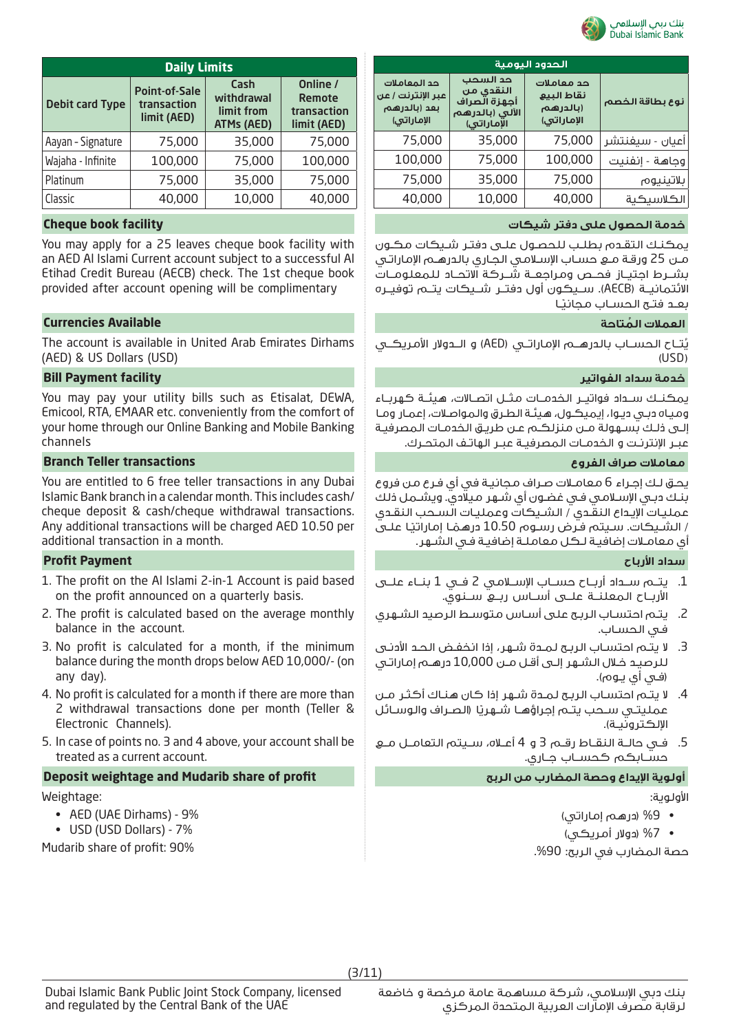| Daily Limits | | | |
|---|---|---|---|
| Debit card Type | Point-of-Sale transaction limit (AED) | Cash withdrawal limit from ATMs (AED) | Online / Remote transaction limit (AED) |
| Aayan - Signature | 75,000 | 35,000 | 75,000 |
| Wajaha - Infinite | 100,000 | 75,000 | 100,000 |
| Platinum | 75,000 | 35,000 | 75,000 |
| Classic | 40,000 | 10,000 | 40,000 |

## Cheque book facility

You may apply for a 25 leaves cheque book facility with an AED Al Islami Current account subject to a successful Al Etihad Credit Bureau (AECB) check. The 1st cheque book provided after account opening will be complimentary

## Currencies Available

The account is available in United Arab Emirates Dirhams (AED) & US Dollars (USD)

## Bill Payment facility

You may pay your utility bills such as Etisalat, DEWA, Emicool, RTA, EMAAR etc. conveniently from the comfort of your home through our Online Banking and Mobile Banking channels

## Branch Teller transactions

You are entitled to 6 free teller transactions in any Dubai Islamic Bank branch in a calendar month. This includes cash/cheque deposit & cash/cheque withdrawal transactions. Any additional transactions will be charged AED 10.50 per additional transaction in a month.

## Profit Payment

1. The profit on the Al Islami 2-in-1 Account is paid based on the profit announced on a quarterly basis.
2. The profit is calculated based on the average monthly balance in the account.
3. No profit is calculated for a month, if the minimum balance during the month drops below AED 10,000/- (on any day).
4. No profit is calculated for a month if there are more than 2 withdrawal transactions done per month (Teller & Electronic Channels).
5. In case of points no. 3 and 4 above, your account shall be treated as a current account.

## Deposit weightage and Mudarib share of profit

Weightage:

- AED (UAE Dirhams) - 9%
- USD (USD Dollars) - 7%

Mudarib share of profit: 90%

| الحدود اليومية | | | |
|---|---|---|---|
| نوع بطاقة الخصم | حد معاملات نقاط البيع (بالدرهم الإماراتي) | حد السحب النقدي من أجهزة الصراف الآلي (بالدرهم الإماراتي) | حد المعاملات عبر الإنترنت / عن بعد (بالدرهم الإماراتي) |
| أعيان - سيغنتشر | 75,000 | 35,000 | 75,000 |
| وجاهة - إنفنيت | 100,000 | 75,000 | 100,000 |
| بلاتينيوم | 75,000 | 35,000 | 75,000 |
| الكلاسيكية | 40,000 | 10,000 | 40,000 |

## خدمة الحصول على دفتر شيكات

يمكنك التقدم بطلب للحصول على دفتر شيكات مكون من 25 ورقة مع حساب الإسلامي الجاري بالدرهم الإماراتي بشرط اجتياز فحص ومراجعة شركة الاتحاد للمعلومات الائتمانية (AECB). سيكون أول دفتر شيكات يتم توفيره بعد فتح الحساب مجانيًا

## العملات المُتاحة

يُتاح الحساب بالدرهم الإماراتي (AED) و الدولار الأمريكي (USD)

## خدمة سداد الفواتير

يمكنك سداد فواتير الخدمات مثل اتصالات، هيئة كهرباء ومياه دبي ديوا، إيميكول، هيئة الطرق والمواصلات، إعمار وما إلى ذلك بسهولة من منزلكم عن طريق الخدمات المصرفية عبر الإنترنت و الخدمات المصرفية عبر الهاتف المتحرك.

## معاملات صراف الفروع

يحق لك إجراء 6 معاملات صراف مجانية في أي فرع من فروع بنك دبي الإسلامي في غضون أي شهر ميلادي. ويشمل ذلك عمليات الإيداع النقدي / الشيكات وعمليات السحب النقدي / الشيكات. سيتم فرض رسوم 10.50 درهمًا إماراتيًا على أي معاملات إضافية لكل معاملة إضافية في الشهر.

## سداد الأرباح

1. يتم سداد أرباح حساب الإسلامي 2 في 1 بناء على الأرباح المعلنة على أساس ربع سنوي.
2. يتم احتساب الربح على أساس متوسط الرصيد الشهري في الحساب.
3. لا يتم احتساب الربح لمدة شهر، إذا انخفض الحد الأدنى للرصيد خلال الشهر إلى أقل من 10,000 درهم إماراتي (في أي يوم).
4. لا يتم احتساب الربح لمدة شهر إذا كان هناك أكثر من عمليتي سحب يتم إجراؤها شهريًا (الصراف والوسائل الإلكترونية).
5. في حالة النقاط رقم 3 و 4 أعلاه، سيتم التعامل مع حسابكم كحساب جاري.

## أولوية الإيداع وحصة المضارب من الربح

الأولوية:

- 9% (درهم إماراتي)
- 7% (دولار أمريكي)

حصة المضارب في الربح: 90%.

Dubai Islamic Bank Public Joint Stock Company, licensed and regulated by the Central Bank of the UAE

بنك دبي الإسلامي، شركة مساهمة عامة مرخصة و خاضعة لرقابة مصرف الإمارات العربية المتحدة المركزي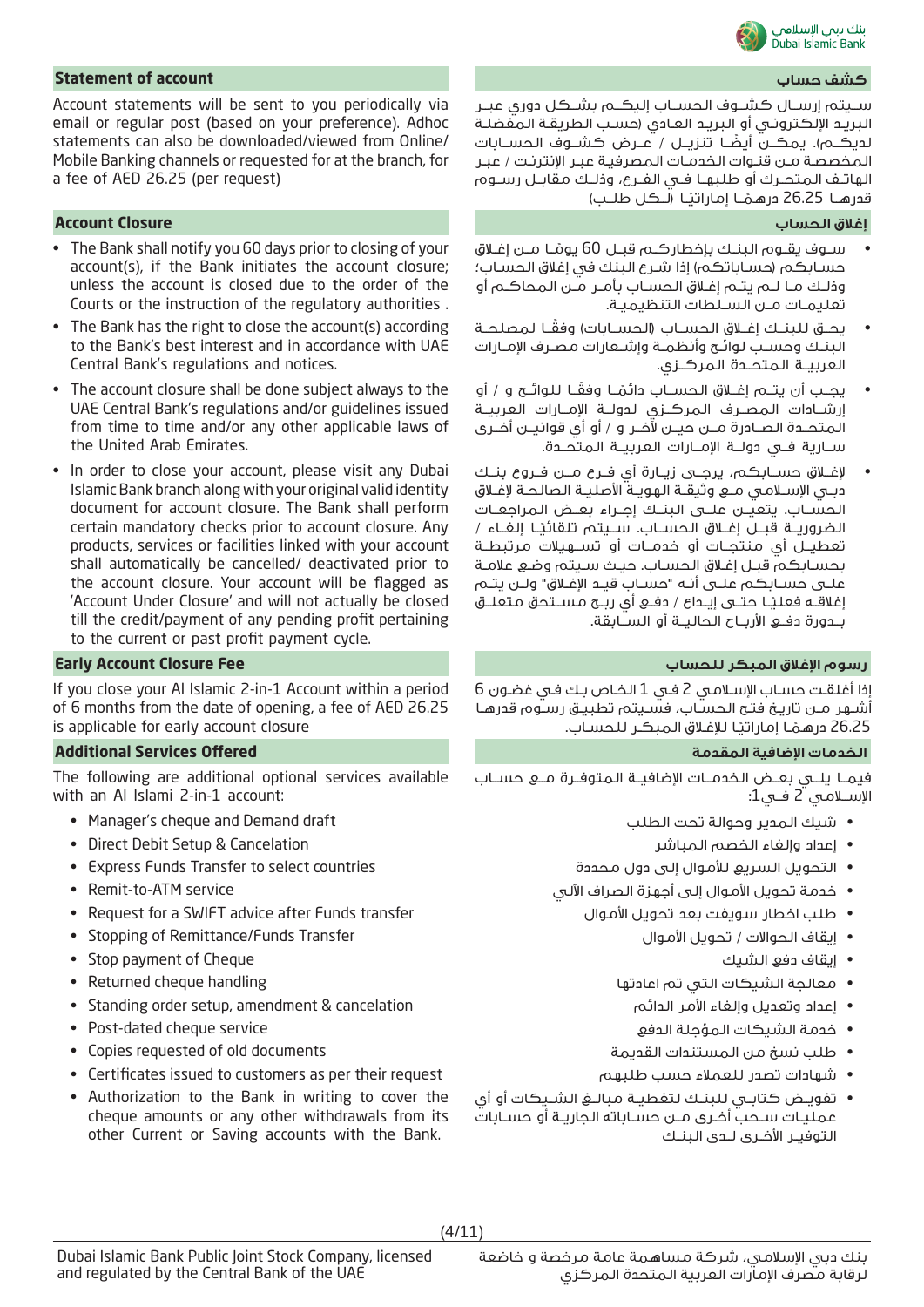## Statement of account

Account statements will be sent to you periodically via email or regular post (based on your preference). Adhoc statements can also be downloaded/viewed from Online/ Mobile Banking channels or requested for at the branch, for a fee of AED 26.25 (per request)

## Account Closure

- The Bank shall notify you 60 days prior to closing of your account(s), if the Bank initiates the account closure; unless the account is closed due to the order of the Courts or the instruction of the regulatory authorities .
- The Bank has the right to close the account(s) according to the Bank's best interest and in accordance with UAE Central Bank's regulations and notices.
- The account closure shall be done subject always to the UAE Central Bank's regulations and/or guidelines issued from time to time and/or any other applicable laws of the United Arab Emirates.
- In order to close your account, please visit any Dubai Islamic Bank branch along with your original valid identity document for account closure. The Bank shall perform certain mandatory checks prior to account closure. Any products, services or facilities linked with your account shall automatically be cancelled/ deactivated prior to the account closure. Your account will be flagged as 'Account Under Closure' and will not actually be closed till the credit/payment of any pending profit pertaining to the current or past profit payment cycle.

## Early Account Closure Fee

If you close your Al Islamic 2-in-1 Account within a period of 6 months from the date of opening, a fee of AED 26.25 is applicable for early account closure

## Additional Services Offered

The following are additional optional services available with an Al Islami 2-in-1 account:

- Manager's cheque and Demand draft
- Direct Debit Setup & Cancelation
- Express Funds Transfer to select countries
- Remit-to-ATM service
- Request for a SWIFT advice after Funds transfer
- Stopping of Remittance/Funds Transfer
- Stop payment of Cheque
- Returned cheque handling
- Standing order setup, amendment & cancelation
- Post-dated cheque service
- Copies requested of old documents
- Certificates issued to customers as per their request
- Authorization to the Bank in writing to cover the cheque amounts or any other withdrawals from its other Current or Saving accounts with the Bank.

## كشف حساب

سيتم إرسال كشوف الحساب إليكم بشكل دوري عبر البريد الإلكتروني أو البريد العادي (حسب الطريقة المفضلة لديكم). يمكن أيضاً تنزيل / عرض كشوف الحسابات المخصصة من قنوات الخدمات المصرفية عبر الإنترنت / عبر الهاتف المتحرك أو طلبها في الفرع، وذلك مقابل رسوم قدرها 26.25 درهمًا إماراتيًا (لكل طلب)

## إغلاق الحساب

- سوف يقوم البنك بإخطاركم قبل 60 يومًا من إغلاق حسابكم (حساباتكم) إذا شرع البنك في إغلاق الحساب؛ وذلك ما لم يتم إغلاق الحساب بأمر من المحاكم أو تعليمات من السلطات التنظيمية.
- يحق للبنك إغلاق الحساب (الحسابات) وفقًا لمصلحة البنك وحسب لوائح وأنظمة وإشعارات مصرف الإمارات العربية المتحدة المركزي.
- يجب أن يتم إغلاق الحساب دائمًا وفقًا للوائح و / أو إرشادات المصرف المركزي لدولة الإمارات العربية المتحدة الصادرة من حين لآخر و / أو أي قوانين أخرى سارية في دولة الإمارات العربية المتحدة.
- لإغلاق حسابكم، يرجى زيارة أي فرع من فروع بنك دبي الإسلامي مع وثيقة الهوية الأصلية الصالحة لإغلاق الحساب. يتعين على البنك إجراء بعض المراجعات الضرورية قبل إغلاق الحساب. سيتم تلقائيًا إلغاء / تعطيل أي منتجات أو خدمات أو تسهيلات مرتبطة بحسابكم قبل إغلاق الحساب. حيث سيتم وضع علامة على حسابكم على أنه "حساب قيد الإغلاق" ولن يتم إغلاقه فعليًا حتى إيداع / دفع أي ربح مستحق متعلق بدورة دفع الأرباح الحالية أو السابقة.

## رسوم الإغلاق المبكر للحساب

إذا أغلقت حساب الإسلامي 2 في 1 الخاص بك في غضون 6 أشهر من تاريخ فتح الحساب، فسيتم تطبيق رسوم قدرها 26.25 درهمًا إماراتيًا للإغلاق المبكر للحساب.

## الخدمات الإضافية المقدمة

فيما يلي بعض الخدمات الإضافية المتوفرة مع حساب الإسلامي 2 في1:

- شيك المدير وحوالة تحت الطلب
- إعداد وإلغاء الخصم المباشر
- التحويل السريع للأموال إلى دول محددة
- خدمة تحويل الأموال إلى أجهزة الصراف الآلي
- طلب اخطار سويفت بعد تحويل الأموال
- إيقاف الحوالات / تحويل الأموال
- إيقاف دفع الشيك
- معالجة الشيكات التي تم اعادتها
- إعداد وتعديل وإلغاء الأمر الدائم
- خدمة الشيكات المؤجلة الدفع
- طلب نسخ من المستندات القديمة
- شهادات تصدر للعملاء حسب طلبهم
- تفويض كتابي للبنك لتغطية مبالغ الشيكات أو أي عمليات سحب أخرى من حساباته الجارية أو حسابات التوفير الأخرى لدى البنك

Dubai Islamic Bank Public Joint Stock Company, licensed and regulated by the Central Bank of the UAE

بنك دبي الإسلامي، شركة مساهمة عامة مرخصة و خاضعة لرقابة مصرف الإمارات العربية المتحدة المركزي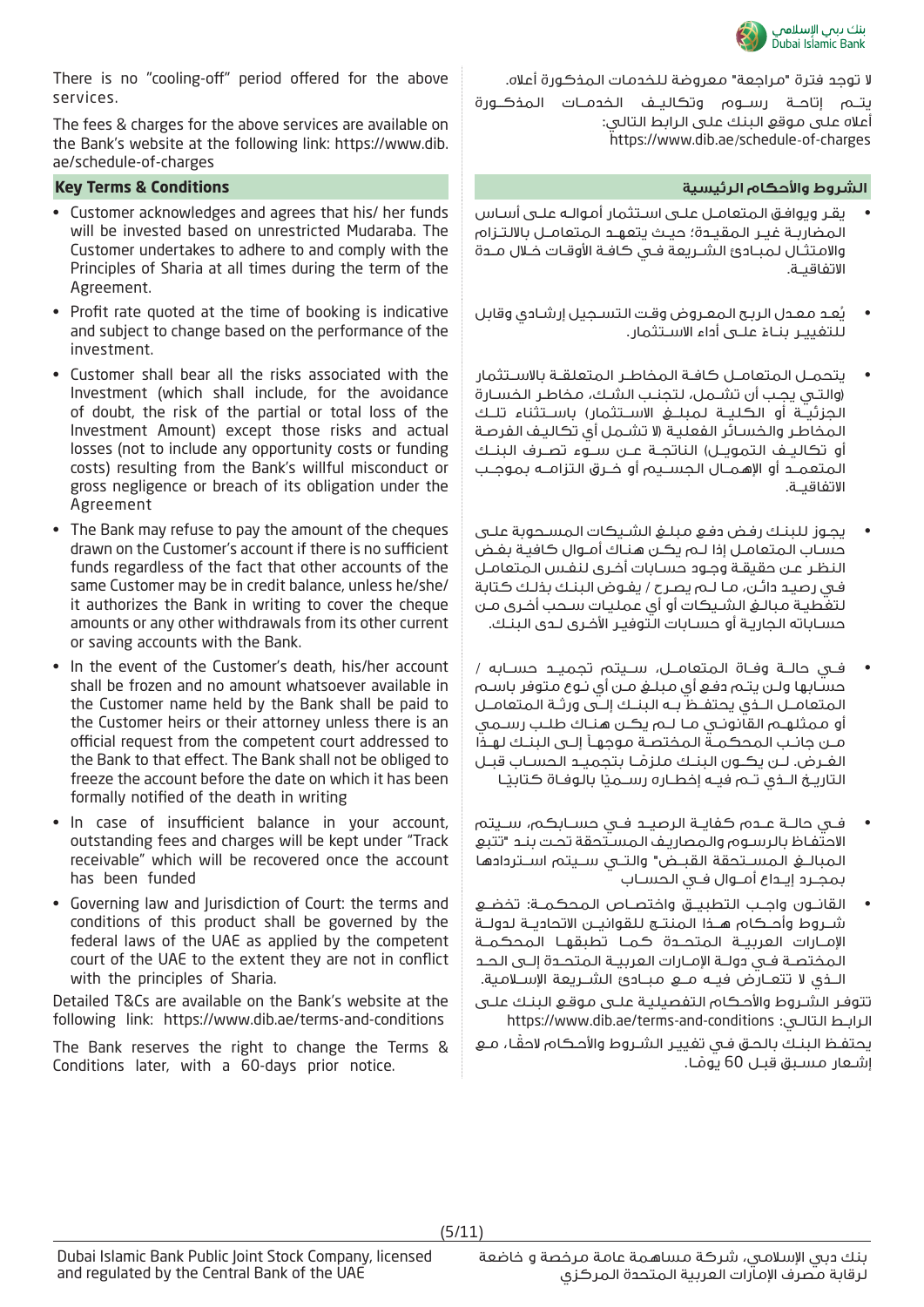There is no "cooling-off" period offered for the above services.

The fees & charges for the above services are available on the Bank's website at the following link: https://www.dib.ae/schedule-of-charges

## Key Terms & Conditions

- Customer acknowledges and agrees that his/ her funds will be invested based on unrestricted Mudaraba. The Customer undertakes to adhere to and comply with the Principles of Sharia at all times during the term of the Agreement.
- Profit rate quoted at the time of booking is indicative and subject to change based on the performance of the investment.
- Customer shall bear all the risks associated with the Investment (which shall include, for the avoidance of doubt, the risk of the partial or total loss of the Investment Amount) except those risks and actual losses (not to include any opportunity costs or funding costs) resulting from the Bank's willful misconduct or gross negligence or breach of its obligation under the Agreement
- The Bank may refuse to pay the amount of the cheques drawn on the Customer's account if there is no sufficient funds regardless of the fact that other accounts of the same Customer may be in credit balance, unless he/she/it authorizes the Bank in writing to cover the cheque amounts or any other withdrawals from its other current or saving accounts with the Bank.
- In the event of the Customer's death, his/her account shall be frozen and no amount whatsoever available in the Customer name held by the Bank shall be paid to the Customer heirs or their attorney unless there is an official request from the competent court addressed to the Bank to that effect. The Bank shall not be obliged to freeze the account before the date on which it has been formally notified of the death in writing
- In case of insufficient balance in your account, outstanding fees and charges will be kept under "Track receivable" which will be recovered once the account has been funded
- Governing law and Jurisdiction of Court: the terms and conditions of this product shall be governed by the federal laws of the UAE as applied by the competent court of the UAE to the extent they are not in conflict with the principles of Sharia.

Detailed T&Cs are available on the Bank's website at the following link: https://www.dib.ae/terms-and-conditions

The Bank reserves the right to change the Terms & Conditions later, with a 60-days prior notice.

لا توجد فترة "مراجعة" معروضة للخدمات المذكورة أعلاه.

يتـم إتاحـة رسـوم وتكاليـف الخدمـات المذكـورة أعلاه على موقع البنك على الرابط التالي: https://www.dib.ae/schedule-of-charges

## الشروط والأحكام الرئيسية

- يقر ويوافق المتعامل على استثمار أمواله على أساس المضاربة غير المقيدة؛ حيث يتعهد المتعامل بالالتزام والامتثال لمبادئ الشريعة في كافة الأوقات خلال مدة الاتفاقية.
- يُعد معدل الربح المعروض وقت التسجيل إرشادي وقابل للتغيير بناءً على أداء الاستثمار.
- يتحمل المتعامل كافة المخاطر المتعلقة بالاستثمار (والتي يجب أن تشمل، لتجنب الشك، مخاطر الخسارة الجزئية أو الكلية لمبلغ الاستثمار) باستثناء تلك المخاطر والخسائر الفعلية (لا تشمل أي تكاليف الفرصة أو تكاليف التمويل) الناتجة عن سوء تصرف البنك المتعمد أو الإهمال الجسيم أو خرق التزامه بموجب الاتفاقية.
- يجوز للبنك رفض دفع مبلغ الشيكات المسحوبة على حساب المتعامل إذا لم يكن هناك أموال كافية بغض النظر عن حقيقة وجود حسابات أخرى لنفس المتعامل في رصيد دائن، ما لم يصرح / يفوض البنك بذلك كتابة لتغطية مبالغ الشيكات أو أي عمليات سحب أخرى من حساباته الجارية أو حسابات التوفير الأخرى لدى البنك.
- في حالة وفاة المتعامل، سيتم تجميد حسابه / حسابها ولن يتم دفع أي مبلغ من أي نوع متوفر باسم المتعامل الذي يحتفظ به البنك إلى ورثة المتعامل أو ممثلهم القانوني ما لم يكن هناك طلب رسمي من جانب المحكمة المختصة موجهاً إلى البنك لهذا الغرض. لن يكون البنك ملزماً بتجميد الحساب قبل التاريخ الذي تم فيه إخطاره رسمياً بالوفاة كتابياً
- في حالة عدم كفاية الرصيد في حسابكم، سيتم الاحتفاظ بالرسوم والمصاريف المستحقة تحت بند "تتبع المبالغ المستحقة القبض" والتي سيتم استردادها بمجرد إيداع أموال في الحساب
- القانون واجب التطبيق واختصاص المحكمة: تخضع شروط وأحكام هذا المنتج للقوانين الاتحادية لدولة الإمارات العربية المتحدة كما تطبقها المحكمة المختصة في دولة الإمارات العربية المتحدة إلى الحد الذي لا تتعارض فيه مع مبادئ الشريعة الإسلامية.

تتوفر الشروط والأحكام التفصيلية على موقع البنك على الرابط التالي: https://www.dib.ae/terms-and-conditions

يحتفظ البنك بالحق في تغيير الشروط والأحكام لاحقًا، مع إشعار مسبق قبل 60 يومًا.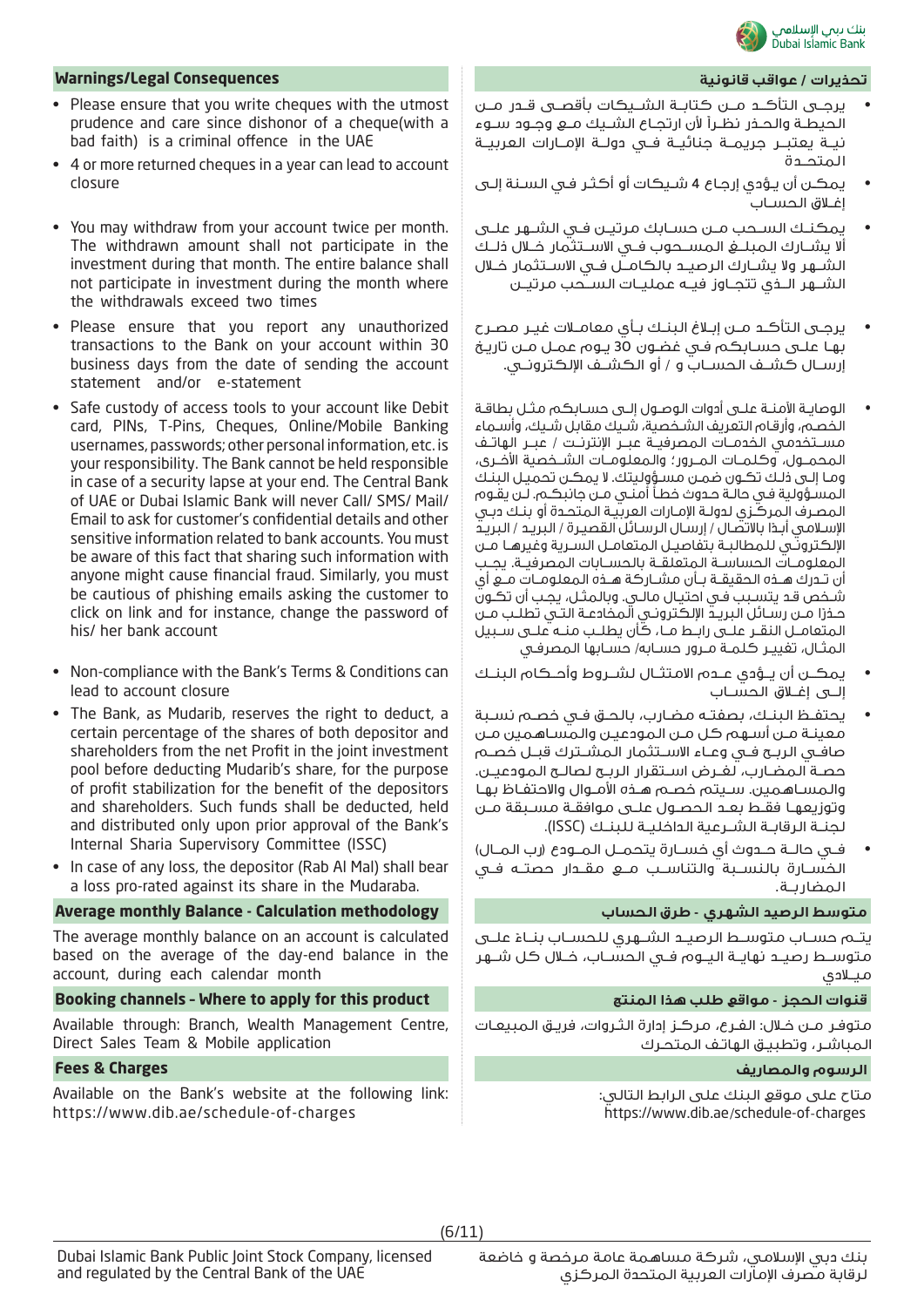## Warnings/Legal Consequences

- Please ensure that you write cheques with the utmost prudence and care since dishonor of a cheque(with a bad faith) is a criminal offence in the UAE
- 4 or more returned cheques in a year can lead to account closure
- You may withdraw from your account twice per month. The withdrawn amount shall not participate in the investment during that month. The entire balance shall not participate in investment during the month where the withdrawals exceed two times
- Please ensure that you report any unauthorized transactions to the Bank on your account within 30 business days from the date of sending the account statement and/or e-statement
- Safe custody of access tools to your account like Debit card, PINs, T-Pins, Cheques, Online/Mobile Banking usernames, passwords; other personal information, etc. is your responsibility. The Bank cannot be held responsible in case of a security lapse at your end. The Central Bank of UAE or Dubai Islamic Bank will never Call/ SMS/ Mail/ Email to ask for customer's confidential details and other sensitive information related to bank accounts. You must be aware of this fact that sharing such information with anyone might cause financial fraud. Similarly, you must be cautious of phishing emails asking the customer to click on link and for instance, change the password of his/ her bank account
- Non-compliance with the Bank's Terms & Conditions can lead to account closure
- The Bank, as Mudarib, reserves the right to deduct, a certain percentage of the shares of both depositor and shareholders from the net Profit in the joint investment pool before deducting Mudarib's share, for the purpose of profit stabilization for the benefit of the depositors and shareholders. Such funds shall be deducted, held and distributed only upon prior approval of the Bank's Internal Sharia Supervisory Committee (ISSC)
- In case of any loss, the depositor (Rab Al Mal) shall bear a loss pro-rated against its share in the Mudaraba.

## Average monthly Balance - Calculation methodology

The average monthly balance on an account is calculated based on the average of the day-end balance in the account, during each calendar month

## Booking channels - Where to apply for this product

Available through: Branch, Wealth Management Centre, Direct Sales Team & Mobile application

## Fees & Charges

Available on the Bank's website at the following link: https://www.dib.ae/schedule-of-charges

## تحذيرات / عواقب قانونية

- يرجى التأكد من كتابة الشيكات بأقصى قدر من الحيطة والحذر نظراً لأن ارتجاع الشيك مع وجود سوء نية يعتبر جريمة جنائية في دولة الإمارات العربية المتحدة
- يمكن أن يؤدي إرجاع 4 شيكات أو أكثر في السنة إلى إغلاق الحساب
- يمكنك السحب من حسابك مرتين في الشهر على ألا يشارك المبلغ المسحوب في الاستثمار خلال ذلك الشهر ولا يشارك الرصيد بالكامل في الاستثمار خلال الشهر الذي تتجاوز فيه عمليات السحب مرتين
- يرجى التأكد من إبلاغ البنك بأي معاملات غير مصرح بها على حسابكم في غضون 30 يوم عمل من تاريخ إرسال كشف الحساب و / أو الكشف الإلكتروني.
- الوصاية الآمنة على أدوات الوصول إلى حسابكم مثل بطاقة الخصم، وأرقام التعريف الشخصية، شيك مقابل شيك، وأسماء مستخدمي الخدمات المصرفية عبر الإنترنت / عبر الهاتف المحمول، وكلمات المرور؛ والمعلومات الشخصية الأخرى، وما إلى ذلك تكون ضمن مسؤوليتك. لا يمكن تحميل البنك المسؤولية في حالة حدوث خطأ أمني من جانبكم. لن يقوم المصرف المركزي لدولة الإمارات العربية المتحدة أو بنك دبي الإسلامي أبدًا بالاتصال / إرسال الرسائل القصيرة / البريد / البريد الإلكتروني للمطالبة بتفاصيل المتعامل السرية وغيرها من المعلومات الحساسة المتعلقة بالحسابات المصرفية. يجب أن تدرك هذه الحقيقة بأن مشاركة هذه المعلومات مع أي شخص قد يتسبب في احتيال مالي. وبالمثل، يجب أن تكون حذرًا من رسائل البريد الإلكتروني المخادعة التي تطلب من المتعامل النقر على رابط ما، كأن يطلب منه على سبيل المثال، تغيير كلمة مرور حسابه/ حسابها المصرفي
- يمكن أن يؤدي عدم الامتثال لشروط وأحكام البنك إلى إغلاق الحساب
- يحتفظ البنك، بصفته مضارب، بالحق في خصم نسبة معينة من أسهم كل من المودعين والمساهمين من صافي الربح في وعاء الاستثمار المشترك قبل خصم حصة المضارب، لغرض استقرار الربح لصالح المودعين. والمساهمين. سيتم خصم هذه الأموال والاحتفاظ بها وتوزيعها فقط بعد الحصول على موافقة مسبقة من لجنة الرقابة الشرعية الداخلية للبنك (ISSC).
- في حالة حدوث أي خسارة يتحمل المودع (رب المال) الخسارة بالنسبة والتناسب مع مقدار حصته في المضاربة.

## متوسط الرصيد الشهري - طرق الحساب

يتم حساب متوسط الرصيد الشهري للحساب بناءً على متوسط رصيد نهاية اليوم في الحساب، خلال كل شهر ميلادي

## قنوات الحجز - مواقع طلب هذا المنتج

متوفر من خلال: الفرع، مركز إدارة الثروات، فريق المبيعات المباشر، وتطبيق الهاتف المتحرك

## الرسوم والمصاريف

متاح على موقع البنك على الرابط التالي:
https://www.dib.ae/schedule-of-charges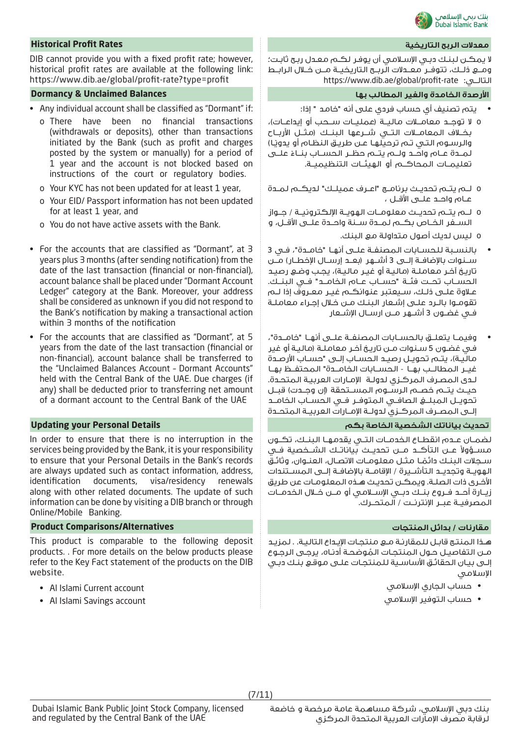## Historical Profit Rates

DIB cannot provide you with a fixed profit rate; however, historical profit rates are available at the following link: https://www.dib.ae/global/profit-rate?type=profit

## Dormancy & Unclaimed Balances

- Any individual account shall be classified as "Dormant" if:
  - o There have been no financial transactions (withdrawals or deposits), other than transactions initiated by the Bank (such as profit and charges posted by the system or manually) for a period of 1 year and the account is not blocked based on instructions of the court or regulatory bodies.
  - o Your KYC has not been updated for at least 1 year,
  - o Your EID/ Passport information has not been updated for at least 1 year, and
  - o You do not have active assets with the Bank.
- For the accounts that are classified as "Dormant", at 3 years plus 3 months (after sending notification) from the date of the last transaction (financial or non-financial), account balance shall be placed under "Dormant Account Ledger" category at the Bank. Moreover, your address shall be considered as unknown if you did not respond to the Bank's notification by making a transactional action within 3 months of the notification
- For the accounts that are classified as "Dormant", at 5 years from the date of the last transaction (financial or non-financial), account balance shall be transferred to the "Unclaimed Balances Account - Dormant Accounts" held with the Central Bank of the UAE. Due charges (if any) shall be deducted prior to transferring net amount of a dormant account to the Central Bank of the UAE

## Updating your Personal Details

In order to ensure that there is no interruption in the services being provided by the Bank, it is your responsibility to ensure that your Personal Details in the Bank's records are always updated such as contact information, address, identification documents, visa/residency renewals along with other related documents. The update of such information can be done by visiting a DIB branch or through Online/Mobile Banking.

## Product Comparisons/Alternatives

This product is comparable to the following deposit products. . For more details on the below products please refer to the Key Fact statement of the products on the DIB website.

- Al Islami Current account
- Al Islami Savings account

## معدلات الربح التاريخية

لا يمكن لبنك دبي الإسلامي أن يوفر لكم معدل ربح ثابت؛ ومع ذلك، تتوفر معدلات الربح التاريخية من خلال الرابط التالي: https://www.dib.ae/global/profit-rate

## الأرصدة الخامدة والغير المطالب بها

- يتم تصنيف أي حساب فردي على أنه "خامد " إذا:
  - o لا توجد معاملات مالية (عمليات سحب أو إيداعات)، بخلاف المعاملات التي شرعها البنك (مثل الأرباح والرسوم التي تم ترحيلها عن طريق النظام أو يدويًا) لمدة عام واحد ولم يتم حظر الحساب بناءً على تعليمات المحاكم أو الهيئات التنظيمية.
  - o لم يتم تحديث برنامج "اعرف عميلك" لديكم لمدة عام واحد على الأقل ،
  - o لم يتم تحديث معلومات الهوية الإلكترونية / جواز السفر الخاص بكم لمدة سنة واحدة على الأقل، و
  - o ليس لديك أصول متداولة مع البنك.
- بالنسبة للحسابات المصنفة على أنها "خامدة"، في 3 سنوات بالإضافة إلى 3 أشهر (بعد إرسال الإخطار) من تاريخ آخر معاملة (مالية أو غير مالية)، يجب وضع رصيد الحساب تحت فئة "حساب عام الخامد" في البنك. علاوة على ذلك، سيعتبر عنوانكم غير معروف إذا لم تقوموا بالرد على إشعار البنك من خلال إجراء معاملة في غضون 3 أشهر من ارسال الإشعار
- وفيما يتعلق بالحسابات المصنفة على أنها "خامدة"، في غضون 5 سنوات من تاريخ آخر معاملة (مالية أو غير مالية)، يتم تحويل رصيد الحساب إلى "حساب الأرصدة غير المطالب بها - الحسابات الخامدة" المحتفظ بها لدى المصرف المركزي لدولة الإمارات العربية المتحدة. حيث يتم خصم الرسوم المستحقة (إن وجدت) قبل تحويل المبلغ الصافي المتوفر في الحساب الخامد إلى المصرف المركزي لدولة الإمارات العربية المتحدة

## تحديث بياناتك الشخصية الخاصة بكم

لضمان عدم انقطاع الخدمات التي يقدمها البنك، تكون مسؤولاً عن التأكد من تحديث بياناتك الشخصية في سجلات البنك دائمًا مثل معلومات الاتصال، العنوان، وثائق الهوية وتجديد التأشيرة / الإقامة بالإضافة إلى المستندات الأخرى ذات الصلة. ويمكن تحديث هذه المعلومات عن طريق زيارة أحد فروع بنك دبي الإسلامي أو من خلال الخدمات المصرفية عبر الإنترنت / المتحرك.

## مقارنات / بدائل المنتجات

هذا المنتج قابل للمقارنة مع منتجات الإيداع التالية. . لمزيد من التفاصيل حول المنتجات المُوضحة أدناه، يرجى الرجوع إلى بيان الحقائق الأساسية للمنتجات على موقع بنك دبي الإسلامي

- حساب الجاري الإسلامي
- حساب التوفير الإسلامي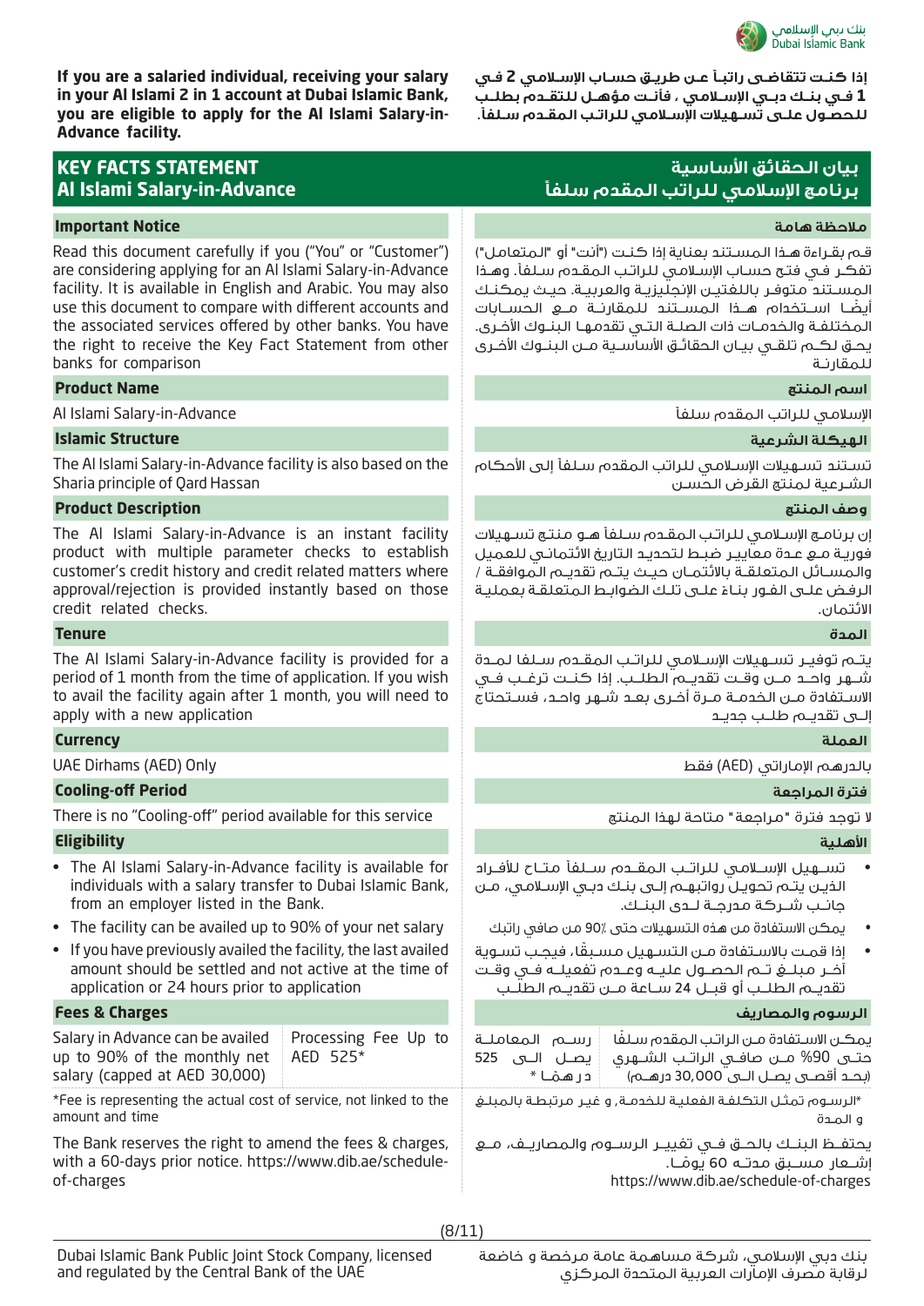If you are a salaried individual, receiving your salary in your Al Islami 2 in 1 account at Dubai Islamic Bank, you are eligible to apply for the Al Islami Salary-in-Advance facility.

إذا كنت تتقاضى راتباً عن طريق حساب الإسلامي 2 في 1 في بنك دبي الإسلامي ، فأنت مؤهل للتقدم بطلب للحصول على تسهيلات الإسلامي للراتب المقدم سلفاً.

# KEY FACTS STATEMENT
# Al Islami Salary-in-Advance

# بيان الحقائق الأساسية
# برنامج الإسلامي للراتب المقدم سلفاً

## Important Notice

Read this document carefully if you ("You" or "Customer") are considering applying for an Al Islami Salary-in-Advance facility. It is available in English and Arabic. You may also use this document to compare with different accounts and the associated services offered by other banks. You have the right to receive the Key Fact Statement from other banks for comparison

## ملاحظة هامة

قم بقراءة هذا المستند بعناية إذا كنت ("أنت" أو "المتعامل") تفكر في فتح حساب الإسلامي للراتب المقدم سلفاً. وهذا المستند متوفر باللغتين الإنجليزية والعربية. حيث يمكنك أيضا استخدام هذا المستند للمقارنة مع الحسابات المختلفة والخدمات ذات الصلة التي تقدمها البنوك الأخرى. يحق لكم تلقي بيان الحقائق الأساسية من البنوك الأخرى للمقارنة

## Product Name

Al Islami Salary-in-Advance

## اسم المنتج

الإسلامي للراتب المقدم سلفاً

## Islamic Structure

The Al Islami Salary-in-Advance facility is also based on the Sharia principle of Qard Hassan

## الهيكلة الشرعية

تستند تسهيلات الإسلامي للراتب المقدم سلفاً إلى الأحكام الشرعية لمنتج القرض الحسن

## Product Description

The Al Islami Salary-in-Advance is an instant facility product with multiple parameter checks to establish customer's credit history and credit related matters where approval/rejection is provided instantly based on those credit related checks.

## وصف المنتج

إن برنامج الإسلامي للراتب المقدم سلفاً هو منتج تسهيلات فورية مع عدة معايير ضبط لتحديد التاريخ الائتماني للعميل والمسائل المتعلقة بالائتمان حيث يتم تقديم الموافقة / الرفض على الفور بناء على تلك الضوابط المتعلقة بعملية الائتمان.

## Tenure

The Al Islami Salary-in-Advance facility is provided for a period of 1 month from the time of application. If you wish to avail the facility again after 1 month, you will need to apply with a new application

## المدة

يتم توفير تسهيلات الإسلامي للراتب المقدم سلفا لمدة شهر واحد من وقت تقديم الطلب. إذا كنت ترغب في الاستفادة من الخدمة مرة أخرى بعد شهر واحد، فستحتاج إلى تقديم طلب جديد

## Currency

UAE Dirhams (AED) Only

## العملة

بالدرهم الإماراتي (AED) فقط

## Cooling-off Period

There is no "Cooling-off" period available for this service

## فترة المراجعة

لا توجد فترة "مراجعة" متاحة لهذا المنتج

## Eligibility

- The Al Islami Salary-in-Advance facility is available for individuals with a salary transfer to Dubai Islamic Bank, from an employer listed in the Bank.
- The facility can be availed up to 90% of your net salary
- If you have previously availed the facility, the last availed amount should be settled and not active at the time of application or 24 hours prior to application

## الأهلية

- تسهيل الإسلامي للراتب المقدم سلفاً متاح للأفراد الذين يتم تحويل رواتبهم إلى بنك دبي الإسلامي، من جانب شركة مدرجة لدى البنك.
- يمكن الاستفادة من هذه التسهيلات حتى 90٪ من صافي راتبك
- إذا قمت بالاستفادة من التسهيل مسبقًا، فيجب تسوية آخر مبلغ تم الحصول عليه وعدم تفعيله في وقت تقديم الطلب أو قبل 24 ساعة من تقديم الطلب

## Fees & Charges

| Salary in Advance can be availed up to 90% of the monthly net salary (capped at AED 30,000) | Processing Fee Up to AED 525* |
|---|---|

*Fee is representing the actual cost of service, not linked to the amount and time

The Bank reserves the right to amend the fees & charges, with a 60-days prior notice. https://www.dib.ae/schedule-of-charges

## الرسوم والمصاريف

| يمكن الاستفادة من الراتب المقدم سلفًا حتى 90% من صافي الراتب الشهري (بحد أقصى يصل إلى 30,000 درهم) | رسم المعاملة يصل إلى 525 درهمًا * |
|---|---|

*الرسوم تمثل التكلفة الفعلية للخدمة، و غير مرتبطة بالمبلغ و المدة

يحتفظ البنك بالحق في تغيير الرسوم والمصاريف، مع إشعار مسبق مدته 60 يوماً.
https://www.dib.ae/schedule-of-charges

Dubai Islamic Bank Public Joint Stock Company, licensed and regulated by the Central Bank of the UAE

بنك دبي الإسلامي، شركة مساهمة عامة مرخصة و خاضعة لرقابة مصرف الإمارات العربية المتحدة المركزي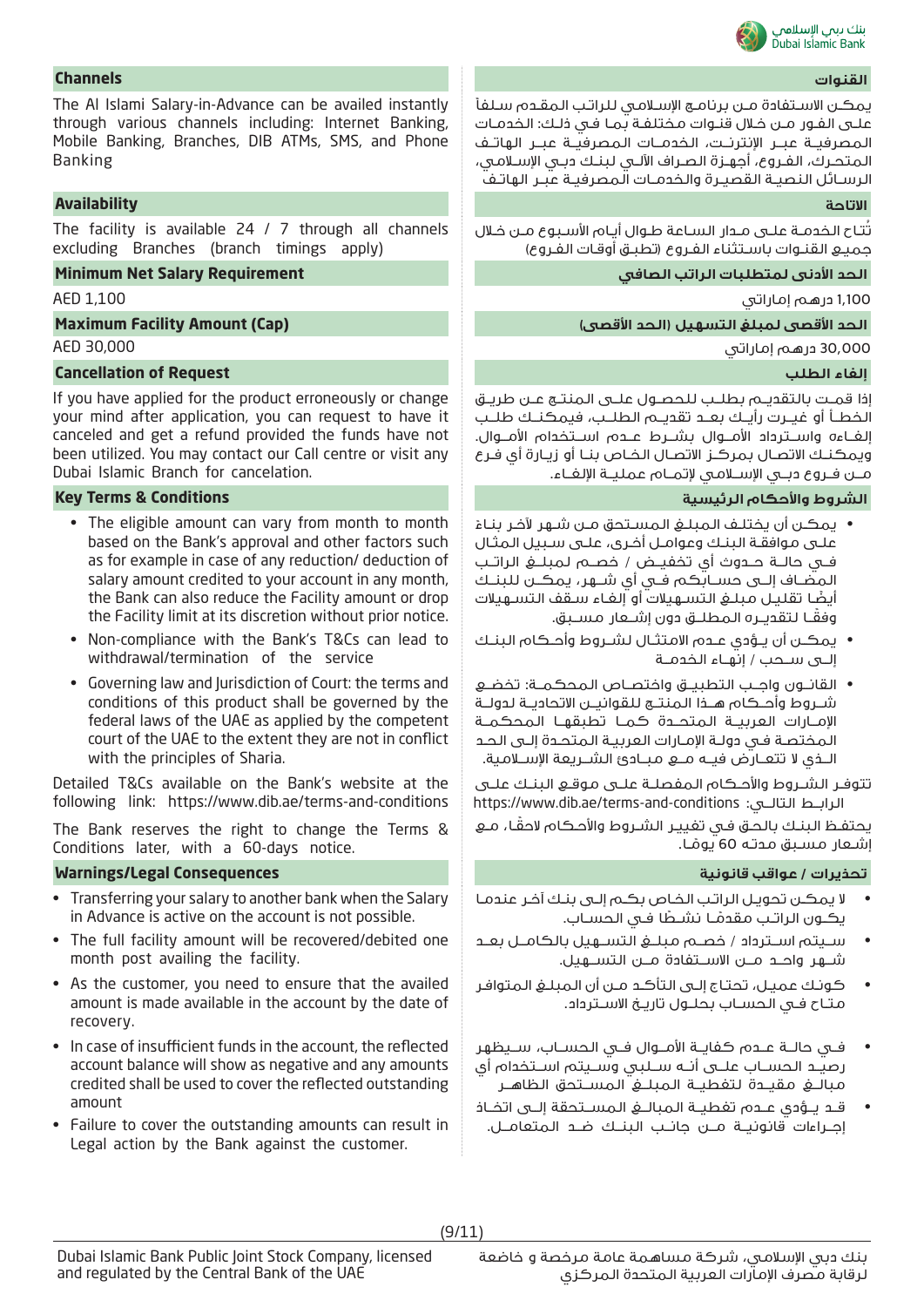## Channels

The Al Islami Salary-in-Advance can be availed instantly through various channels including: Internet Banking, Mobile Banking, Branches, DIB ATMs, SMS, and Phone Banking

## Availability

The facility is available 24 / 7 through all channels excluding Branches (branch timings apply)

## Minimum Net Salary Requirement

AED 1,100

## Maximum Facility Amount (Cap)

AED 30,000

## Cancellation of Request

If you have applied for the product erroneously or change your mind after application, you can request to have it canceled and get a refund provided the funds have not been utilized. You may contact our Call centre or visit any Dubai Islamic Branch for cancelation.

## Key Terms & Conditions

- The eligible amount can vary from month to month based on the Bank's approval and other factors such as for example in case of any reduction/ deduction of salary amount credited to your account in any month, the Bank can also reduce the Facility amount or drop the Facility limit at its discretion without prior notice.
- Non-compliance with the Bank's T&Cs can lead to withdrawal/termination of the service
- Governing law and Jurisdiction of Court: the terms and conditions of this product shall be governed by the federal laws of the UAE as applied by the competent court of the UAE to the extent they are not in conflict with the principles of Sharia.

Detailed T&Cs available on the Bank's website at the following link: https://www.dib.ae/terms-and-conditions

The Bank reserves the right to change the Terms & Conditions later, with a 60-days notice.

## Warnings/Legal Consequences

- Transferring your salary to another bank when the Salary in Advance is active on the account is not possible.
- The full facility amount will be recovered/debited one month post availing the facility.
- As the customer, you need to ensure that the availed amount is made available in the account by the date of recovery.
- In case of insufficient funds in the account, the reflected account balance will show as negative and any amounts credited shall be used to cover the reflected outstanding amount
- Failure to cover the outstanding amounts can result in Legal action by the Bank against the customer.

## القنوات

يمكـن الاسـتفادة مـن برنامـج الإسـلامي للراتـب المقـدم سـلفاً علـى الفـور مـن خـلال قنـوات مختلفـة بمـا فـي ذلـك: الخدمـات المصرفيـة عبـر الإنترنـت، الخدمـات المصرفيـة عبـر الهاتـف المتحـرك، الفـروع، أجهـزة الصـراف الآلـي لبنـك دبـي الإسـلامي، الرسـائل النصيـة القصيـرة والخدمـات المصرفيـة عبـر الهاتـف

## الاتاحة

تُتاح الخدمـة علـى مـدار السـاعة طـوال أيـام الأسـبوع مـن خـلال جميـع القنـوات باسـتثناء الفـروع (تطبـق أوقـات الفـروع)

## الحد الأدنى لمتطلبات الراتب الصافي

1,100 درهـم إماراتي

## الحد الأقصى لمبلغ التسهيل (الحد الأقصى)

30,000 درهـم إماراتي

## إلغاء الطلب

إذا قمـت بالتقديـم بطلـب للحصـول علـى المنتـج عـن طريـق الخطـأ أو غيـرت رأيـك بعـد تقديـم الطلـب، فيمكنـك طلـب إلغـاءه واسـترداد الأمـوال بشـرط عـدم اسـتخدام الأمـوال. ويمكنـك الاتصـال بمركـز الاتصـال الخـاص بنـا أو زيـارة أي فـرع مـن فـروع دبـي الإسـلامي لإتمـام عمليـة الإلغـاء.

## الشروط والأحكام الرئيسية

- يمكـن أن يختلـف المبلـغ المسـتحق مـن شـهر لآخر بنـاءً علـى موافقـة البنـك وعوامـل أخـرى، علـى سـبيل المثـال فـي حالـة حـدوث أي تخفيـض / خصـم لمبلـغ الراتـب المضـاف إلـى حسـابكم فـي أي شـهر، يمكـن للبنـك أيضًا تقليـل مبلـغ التسـهيلات أو إلغـاء سـقف التسـهيلات وفقـاً لتقديـره المطلـق دون إشـعار مسـبق.
- يمكـن أن يـؤدي عـدم الامتثـال لشـروط وأحـكام البنـك إلـى سـحب / إنهـاء الخدمـة
- القانـون واجـب التطبيـق واختصـاص المحكمـة: تخضـع شـروط وأحـكام هـذا المنتـج للقوانيـن الاتحاديـة لدولـة الإمـارات العربيـة المتحـدة كمـا تطبقهـا المحكمـة المختصـة فـي دولـة الإمـارات العربيـة المتحـدة إلـى الحـد الـذي لا تتعـارض فيـه مـع مبـادئ الشـريعة الإسـلامية.

تتوفـر الشـروط والأحـكام المفصلـة علـى موقـع البنـك علـى الرابـط التالـي: https://www.dib.ae/terms-and-conditions

يحتفظ البنـك بالحـق فـي تغييـر الشـروط والأحـكام لاحقًا، مـع إشـعار مسـبق مدتـه 60 يومًا.

## تحذيرات / عواقب قانونية

- لا يمكـن تحويـل الراتـب الخـاص بكـم إلـى بنـك آخـر عندمـا يكـون الراتـب مقدمًـا نشـطًا فـي الحسـاب.
- سـيتم اسـترداد / خصـم مبلـغ التسـهيل بالكامـل بعـد شـهر واحـد مـن الاسـتفادة مـن التسـهيل.
- كونـك عميـل، تحتـاج إلـى التأكـد مـن أن المبلـغ المتوافـر متـاح فـي الحسـاب بحلـول تاريـخ الاسـترداد.
- فـي حالـة عـدم كفايـة الأمـوال فـي الحسـاب، سـيظهر رصيـد الحسـاب علـى أنـه سـلبي وسـيتم اسـتخدام أي مبالـغ مقيـدة لتغطيـة المبلـغ المسـتحق الظاهـر
- قـد يـؤدي عـدم تغطيـة المبالـغ المسـتحقة إلـى اتخـاذ إجـراءات قانونيـة مـن جانـب البنـك ضـد المتعامـل.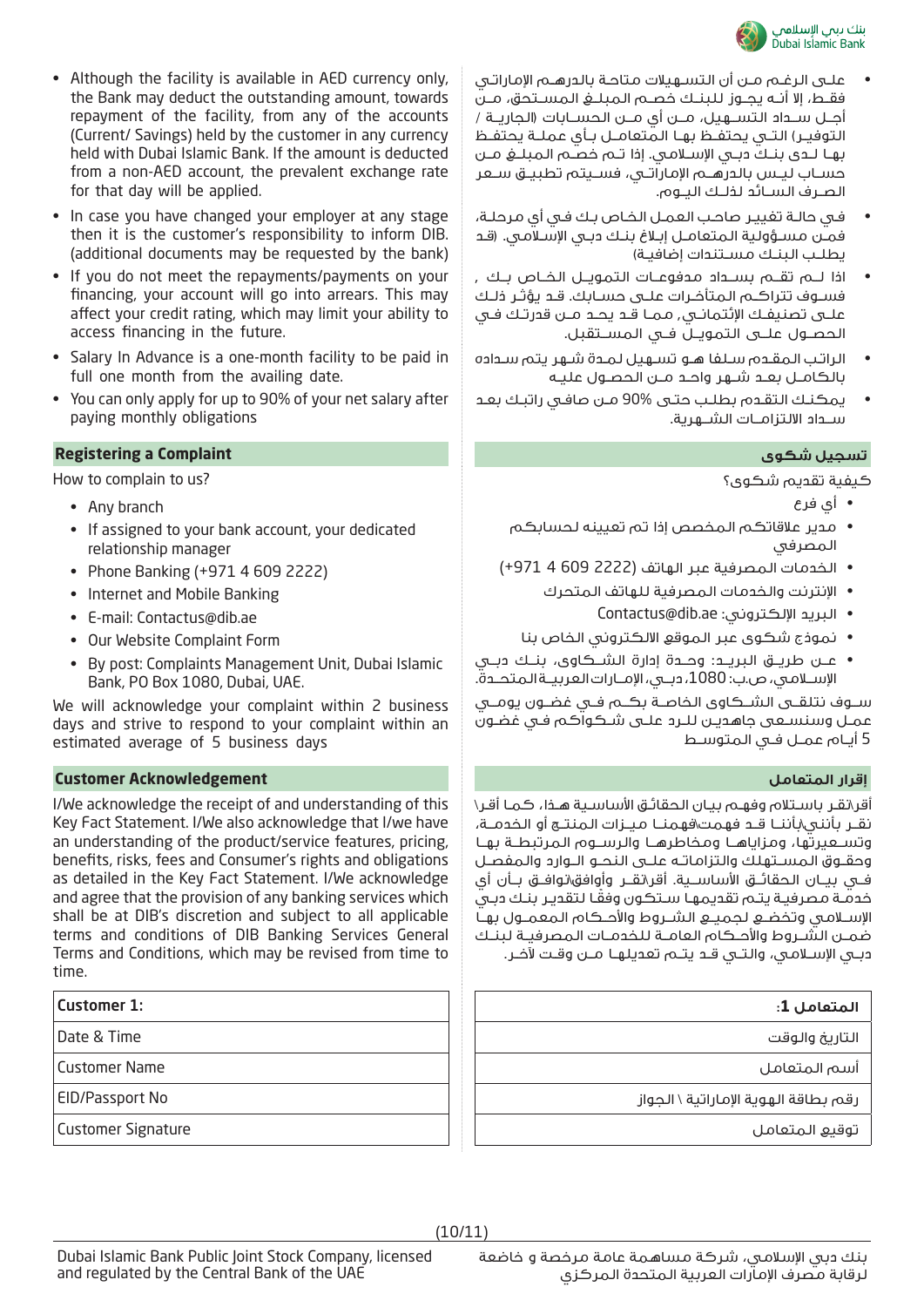- Although the facility is available in AED currency only, the Bank may deduct the outstanding amount, towards repayment of the facility, from any of the accounts (Current/ Savings) held by the customer in any currency held with Dubai Islamic Bank. If the amount is deducted from a non-AED account, the prevalent exchange rate for that day will be applied.
- In case you have changed your employer at any stage then it is the customer's responsibility to inform DIB. (additional documents may be requested by the bank)
- If you do not meet the repayments/payments on your financing, your account will go into arrears. This may affect your credit rating, which may limit your ability to access financing in the future.
- Salary In Advance is a one-month facility to be paid in full one month from the availing date.
- You can only apply for up to 90% of your net salary after paying monthly obligations

- علـى الرغـم مـن أن التسـهيلات متاحة بالدرهـم الإماراتـي فقـط، إلا أنـه يجـوز للبنـك خصـم المبلـغ المسـتحق، مـن أجـل سـداد التسـهيل، مـن أي مـن الحسـابات (الجاريـة / التوفيـر) التـي يحتفـظ بهـا المتعامـل بـأي عملـة يحتفـظ بهـا لـدى بنـك دبـي الإسـلامي. إذا تـم خصـم المبلـغ مـن حسـاب ليـس بالدرهـم الإماراتـي، فسـيتم تطبيـق سـعر الصـرف السـائد لذلـك اليـوم.
- فـي حالـة تغييـر صاحـب العمـل الخـاص بـك فـي أي مرحلـة، فمـن مسـؤولية المتعامـل إبـلاغ بنـك دبـي الإسـلامي. (قـد يطلـب البنـك مسـتندات إضافيـة)
- اذا لـم تقـم بسـداد مدفوعـات التمويـل الخـاص بـك , فسـوف تتراكـم المتأخـرات علـى حسـابك. قـد يؤثـر ذلـك علـى تصنيفـك الإئتمانـي, ممـا قـد يحـد مـن قدرتـك فـي الحصـول علـى التمويـل فـي المسـتقبل.
- الراتـب المقـدم سـلفا هـو تسـهيل لمـدة شـهر يتـم سـداده بالكامـل بعـد شـهر واحـد مـن الحصـول عليـه
- يمكنـك التقـدم بطلـب حتـى 90% مـن صافـي راتبـك بعـد سـداد الالتزامـات الشـهرية.

## Registering a Complaint

How to complain to us?

- Any branch
- If assigned to your bank account, your dedicated relationship manager
- Phone Banking (+971 4 609 2222)
- Internet and Mobile Banking
- E-mail: Contactus@dib.ae
- Our Website Complaint Form
- By post: Complaints Management Unit, Dubai Islamic Bank, PO Box 1080, Dubai, UAE.

We will acknowledge your complaint within 2 business days and strive to respond to your complaint within an estimated average of 5 business days

## تسجيل شكوى

كيفية تقديم شكوى؟

- أي فرع
- مدير علاقاتكم المخصص إذا تم تعيينه لحسابكم المصرفي
- الخدمات المصرفية عبر الهاتف (2222 609 4 971+)
- الإنترنت والخدمات المصرفية للهاتف المتحرك
- البريد الإلكتروني: Contactus@dib.ae
- نموذج شكوى عبر الموقع الالكتروني الخاص بنا
- عـن طريـق البريـد: وحـدة إدارة الشـكاوى، بنـك دبـي الإسـلامي، ص.ب: 1080، دبـي، الإمـارات العربيـة المتحـدة.

سـوف نتلقـى الشـكاوى الخاصـة بكـم فـي غضـون يومـي عمـل وسنسـعى جاهديـن للـرد علـى شـكواكم فـي غضـون 5 أيـام عمـل فـي المتوسـط

## Customer Acknowledgement

I/We acknowledge the receipt of and understanding of this Key Fact Statement. I/We also acknowledge that I/we have an understanding of the product/service features, pricing, benefits, risks, fees and Consumer's rights and obligations as detailed in the Key Fact Statement. I/We acknowledge and agree that the provision of any banking services which shall be at DIB's discretion and subject to all applicable terms and conditions of DIB Banking Services General Terms and Conditions, which may be revised from time to time.

## إقرار المتعامل

أقر\نقـر باسـتلام وفهـم بيـان الحقائـق الأساسـية هـذا، كمـا أقـر\نقـر بأننـي\أننـا قـد فهمـت\فهمنـا ميـزات المنتـج أو الخدمـة، وتسـعيرتها، ومزاياهـا ومخاطرهـا والرسـوم المرتبطـة بهـا وحقـوق المسـتهلك والتزاماتـه علـى النحـو الـوارد والمفصـل فـي بيـان الحقائـق الأساسـية. أقر\نقـر وأوافق\نوافـق بـأن أي خدمـة مصرفيـة يتـم تقديمهـا سـتكون وفقـا لتقديـر بنـك دبـي الإسـلامي وتخضـع لجميـع الشـروط والأحـكام المعمـول بهـا ضمـن الشـروط والأحـكام العامـة للخدمـات المصرفيـة لبنـك دبـي الإسـلامي، والتـي قـد يتـم تعديلهـا مـن وقـت لآخـر.

| Customer 1: | المتعامل 1: |
|---|---|
| Date & Time | التاريخ والوقت |
| Customer Name | أسم المتعامل |
| EID/Passport No | رقم بطاقة الهوية الإماراتية \ الجواز |
| Customer Signature | توقيع المتعامل |

Dubai Islamic Bank Public Joint Stock Company, licensed and regulated by the Central Bank of the UAE

بنك دبي الإسلامي، شركة مساهمة عامة مرخصة و خاضعة لرقابة مصرف الإمارات العربية المتحدة المركزي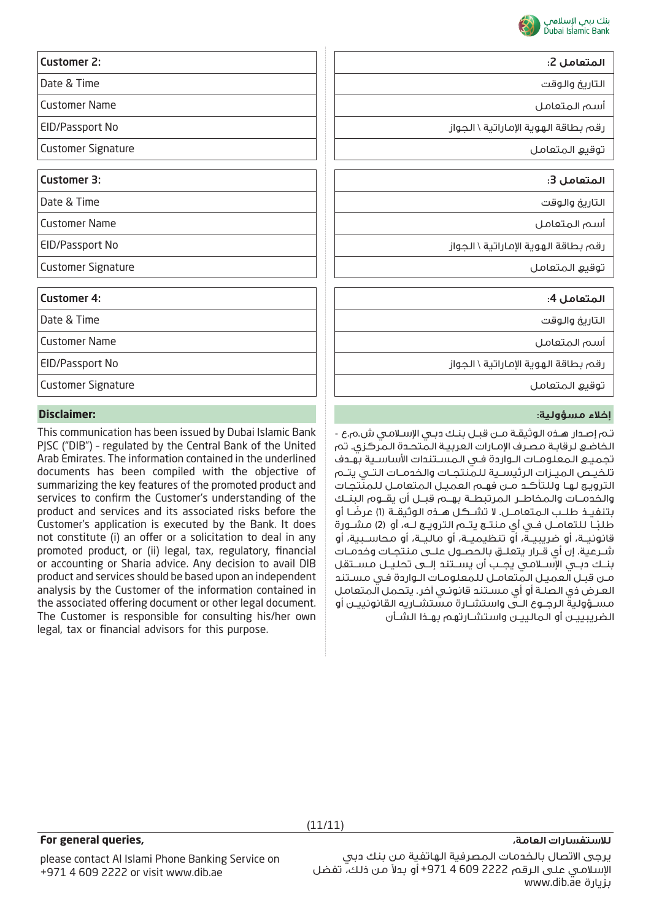| Customer 2: | المتعامل 2: |
|---|---|
| Date & Time | التاريخ والوقت |
| Customer Name | أسم المتعامل |
| EID/Passport No | رقم بطاقة الهوية الإماراتية \ الجواز |
| Customer Signature | توقيع المتعامل |

| Customer 3: | المتعامل 3: |
|---|---|
| Date & Time | التاريخ والوقت |
| Customer Name | أسم المتعامل |
| EID/Passport No | رقم بطاقة الهوية الإماراتية \ الجواز |
| Customer Signature | توقيع المتعامل |

| Customer 4: | المتعامل 4: |
|---|---|
| Date & Time | التاريخ والوقت |
| Customer Name | أسم المتعامل |
| EID/Passport No | رقم بطاقة الهوية الإماراتية \ الجواز |
| Customer Signature | توقيع المتعامل |

**Disclaimer:**

This communication has been issued by Dubai Islamic Bank PJSC ("DIB") - regulated by the Central Bank of the United Arab Emirates. The information contained in the underlined documents has been compiled with the objective of summarizing the key features of the promoted product and services to confirm the Customer's understanding of the product and services and its associated risks before the Customer's application is executed by the Bank. It does not constitute (i) an offer or a solicitation to deal in any promoted product, or (ii) legal, tax, regulatory, financial or accounting or Sharia advice. Any decision to avail DIB product and services should be based upon an independent analysis by the Customer of the information contained in the associated offering document or other legal document. The Customer is responsible for consulting his/her own legal, tax or financial advisors for this purpose.

**إخلاء مسؤولية:**

تـم إصدار هـذه الوثيقـة مـن قبـل بنـك دبـي الإسـلامي ش.م.ع - الخاضـع لرقابـة مصـرف الإمـارات العربيـة المـتحـدة المركـزي. تم تجميـع المعلومـات الـواردة فـي المسـتندات الأساسـية بهـدف تلخيـص الميـزات الرئيسـية للمنتجـات والخدمـات التـي يتـم الترويـج لهـا وللتأكـد مـن فهـم العميـل المتعامـل للمنتجـات والخدمـات والمخاطـر المرتبطـة بهـم قبـل أن يقـوم البنـك بتنفيـذ طلـب المتعامـل. لا تشـكل هـذه الوثيقـة (1) عرضًـا أو طلبًـا للتعامـل فـي أي منتـج يتـم الترويـج لـه، أو (2) مشـورة قانونيـة، أو ضريبيـة، أو تنظيميـة، أو ماليـة، أو محاسـبية، أو شـرعية. إن أي قـرار يتعلـق بالحصـول علـى منتجـات وخدمـات بنـك دبـي الإسـلامي يجـب أن يسـتند إلـى تحليـل مسـتقل مـن قبـل العميـل المتعامـل للمعلومـات الـواردة فـي مسـتند العـرض ذي الصلـة أو أي مسـتند قانونـي آخر. يتحمـل المتعامـل مسـؤولية الرجـوع الـى واستشـارة مستشـاريه القانونييـن أو الضريبييـن أو المالييـن واستشـارتهم بهـذا الشـأن

**For general queries,**

please contact Al Islami Phone Banking Service on +971 4 609 2222 or visit www.dib.ae

**للاستفسارات العامة،**

يرجى الاتصال بالخدمات المصرفية الهاتفية من بنك دبي الإسلامي على الرقم 2222 609 4 971+ أو بدلاً من ذلك، تفضل بزيارة www.dib.ae